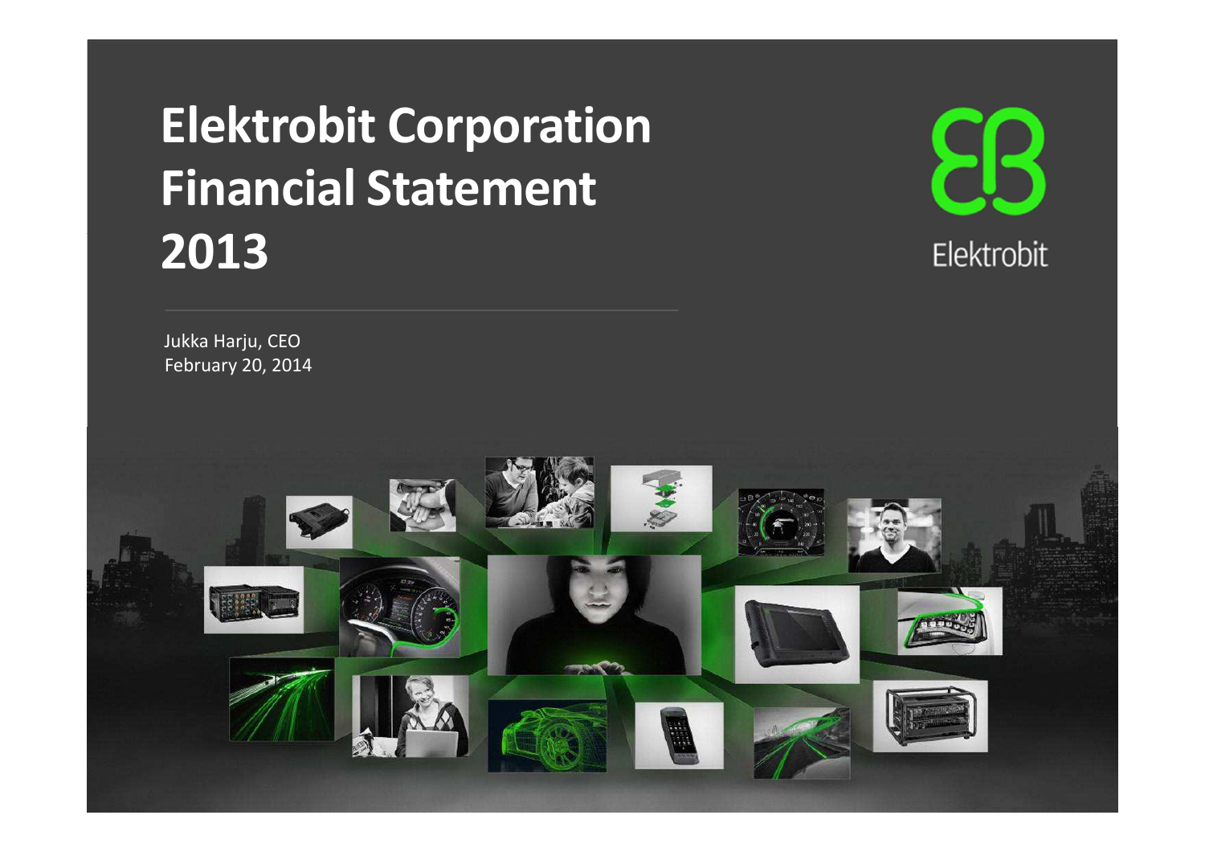# Elektrobit Corporation Financial Statement 2013

Elektrobit

Jukka Harju, CEO
February 20, 2014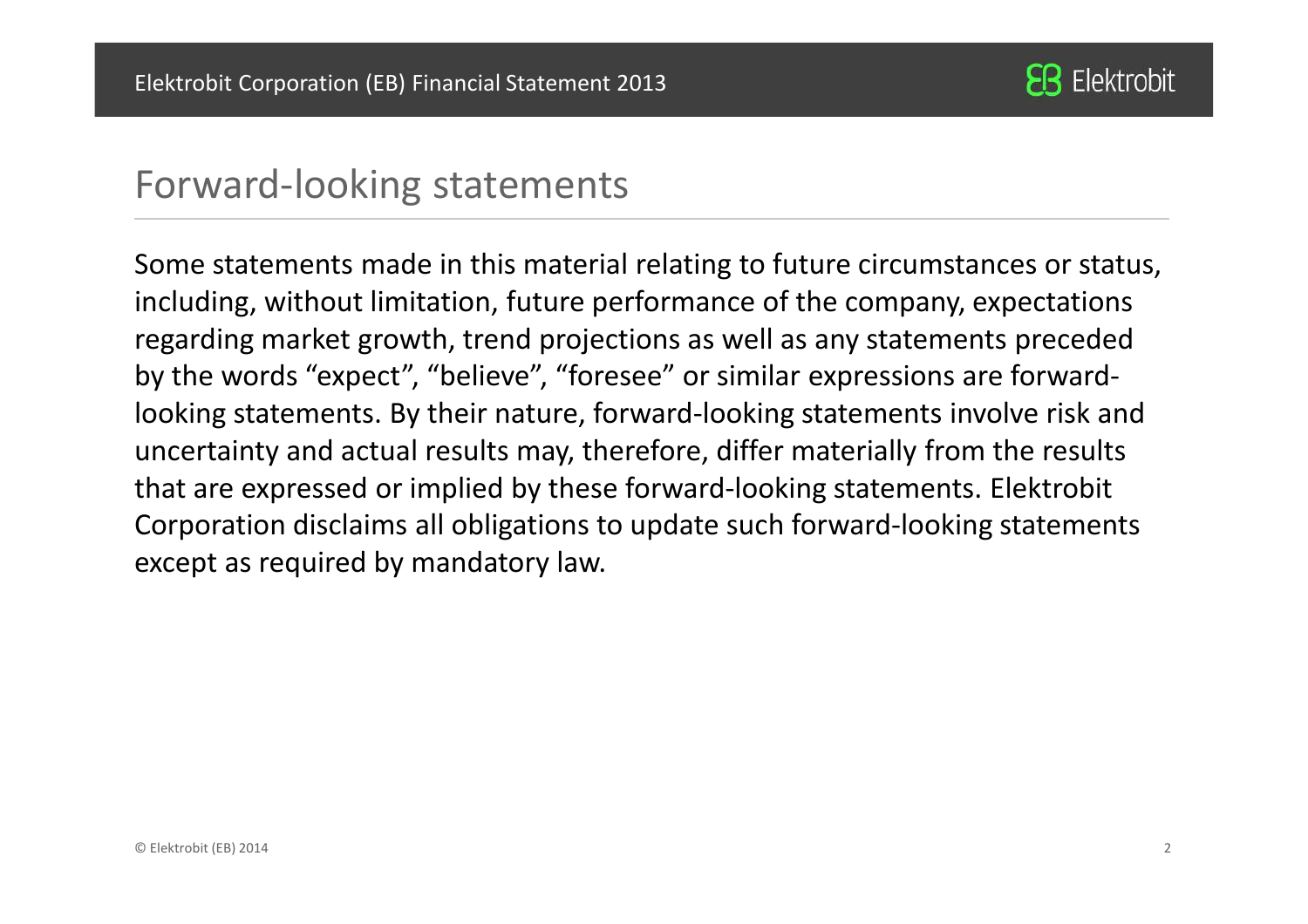# Forward-looking statements

Some statements made in this material relating to future circumstances or status, including, without limitation, future performance of the company, expectations regarding market growth, trend projections as well as any statements preceded by the words "expect", "believe", "foresee" or similar expressions are forward-looking statements. By their nature, forward-looking statements involve risk and uncertainty and actual results may, therefore, differ materially from the results that are expressed or implied by these forward-looking statements. Elektrobit Corporation disclaims all obligations to update such forward-looking statements except as required by mandatory law.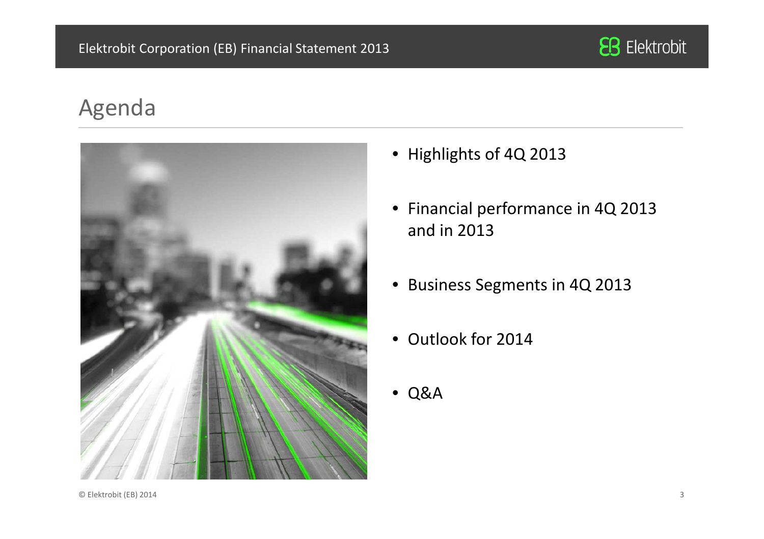# Agenda

- Highlights of 4Q 2013
- Financial performance in 4Q 2013 and in 2013
- Business Segments in 4Q 2013
- Outlook for 2014
- Q&A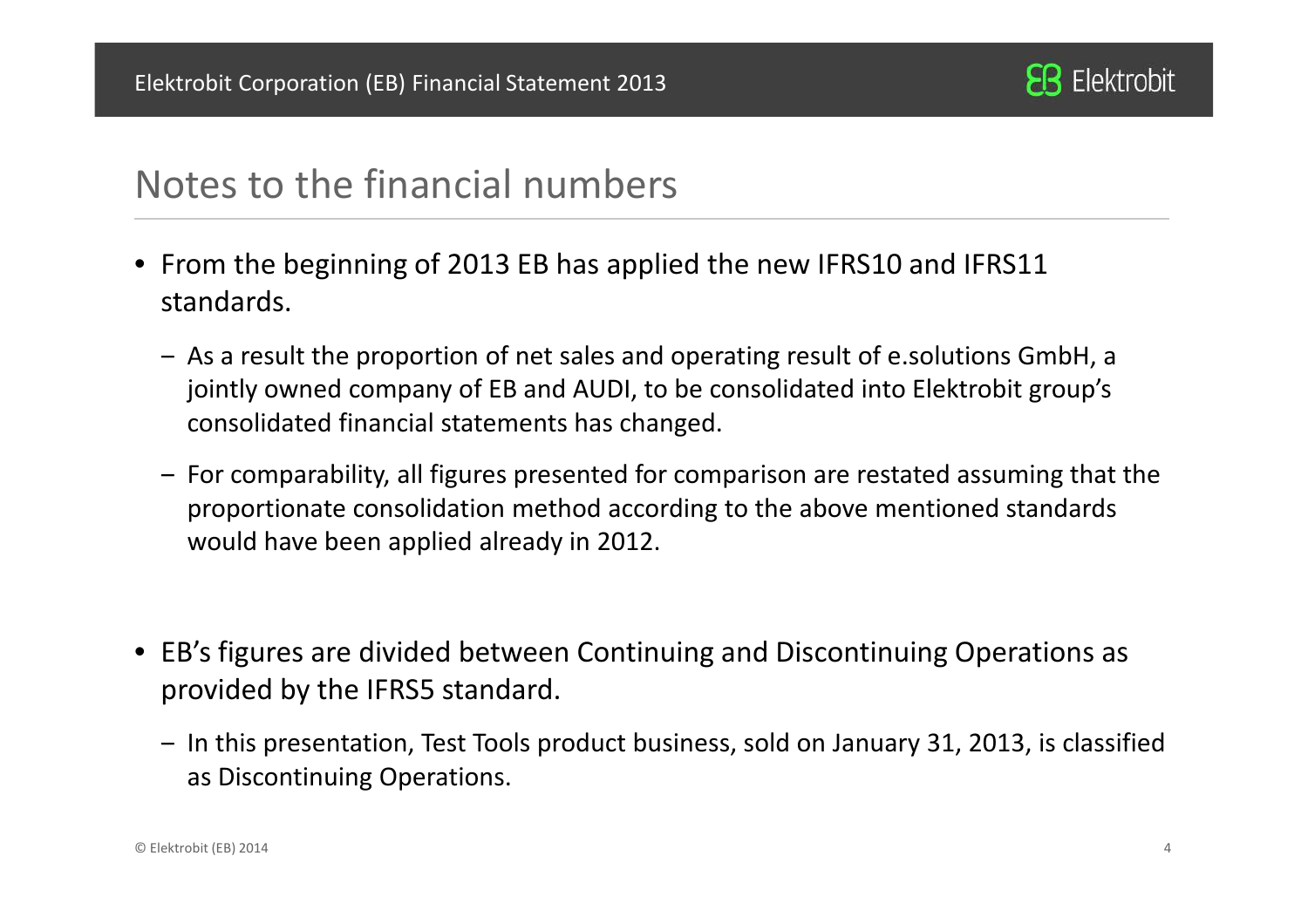# Notes to the financial numbers

- From the beginning of 2013 EB has applied the new IFRS10 and IFRS11 standards.
  - As a result the proportion of net sales and operating result of e.solutions GmbH, a jointly owned company of EB and AUDI, to be consolidated into Elektrobit group's consolidated financial statements has changed.
  - For comparability, all figures presented for comparison are restated assuming that the proportionate consolidation method according to the above mentioned standards would have been applied already in 2012.

- EB's figures are divided between Continuing and Discontinuing Operations as provided by the IFRS5 standard.
  - In this presentation, Test Tools product business, sold on January 31, 2013, is classified as Discontinuing Operations.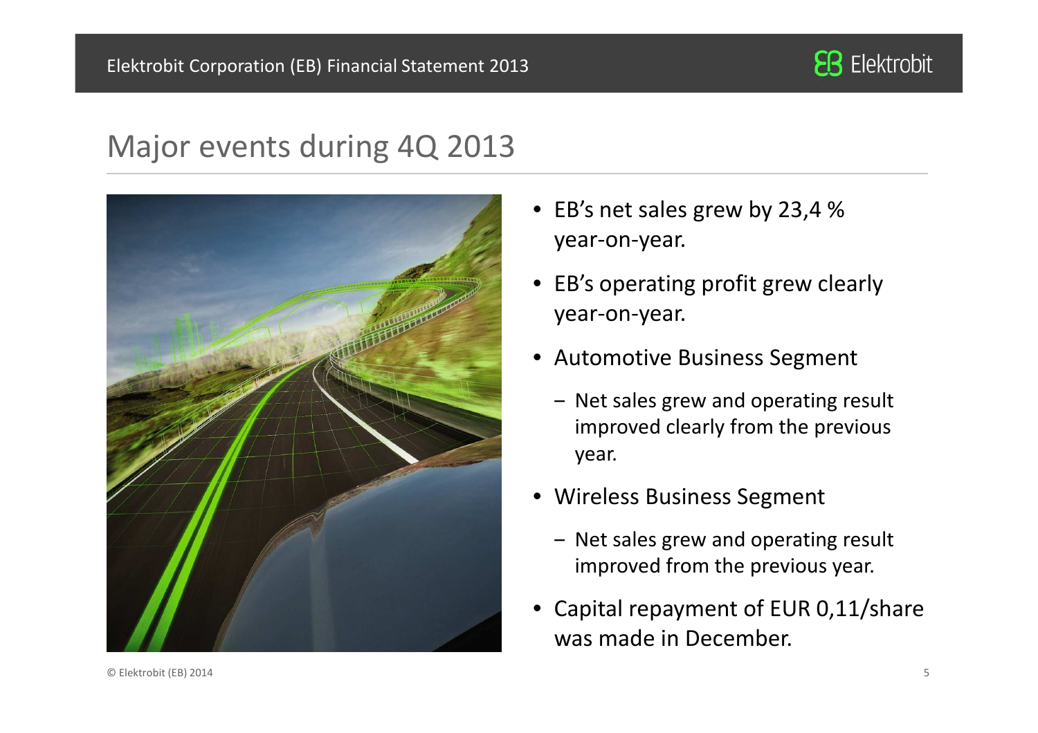# Major events during 4Q 2013

- EB's net sales grew by 23,4 % year-on-year.
- EB's operating profit grew clearly year-on-year.
- Automotive Business Segment
  - Net sales grew and operating result improved clearly from the previous year.
- Wireless Business Segment
  - Net sales grew and operating result improved from the previous year.
- Capital repayment of EUR 0,11/share was made in December.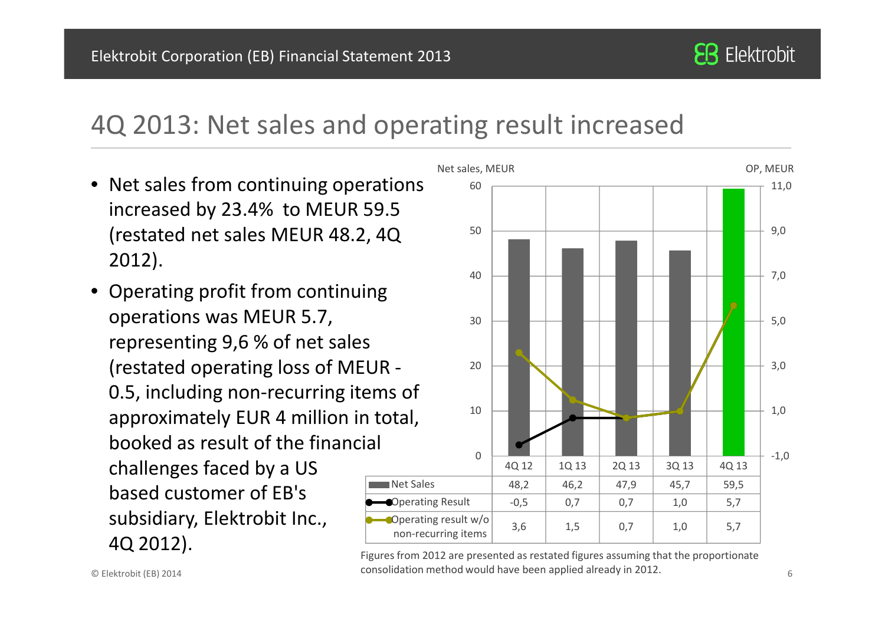# 4Q 2013: Net sales and operating result increased

- Net sales from continuing operations increased by 23.4% to MEUR 59.5 (restated net sales MEUR 48.2, 4Q 2012).
- Operating profit from continuing operations was MEUR 5.7, representing 9,6 % of net sales (restated operating loss of MEUR -0.5, including non-recurring items of approximately EUR 4 million in total, booked as result of the financial challenges faced by a US based customer of EB's subsidiary, Elektrobit Inc., 4Q 2012).

Net sales, MEUR / OP, MEUR

| | 4Q 12 | 1Q 13 | 2Q 13 | 3Q 13 | 4Q 13 |
|---|---|---|---|---|---|
| Net Sales | 48,2 | 46,2 | 47,9 | 45,7 | 59,5 |
| Operating Result | -0,5 | 0,7 | 0,7 | 1,0 | 5,7 |
| Operating result w/o non-recurring items | 3,6 | 1,5 | 0,7 | 1,0 | 5,7 |

Figures from 2012 are presented as restated figures assuming that the proportionate consolidation method would have been applied already in 2012.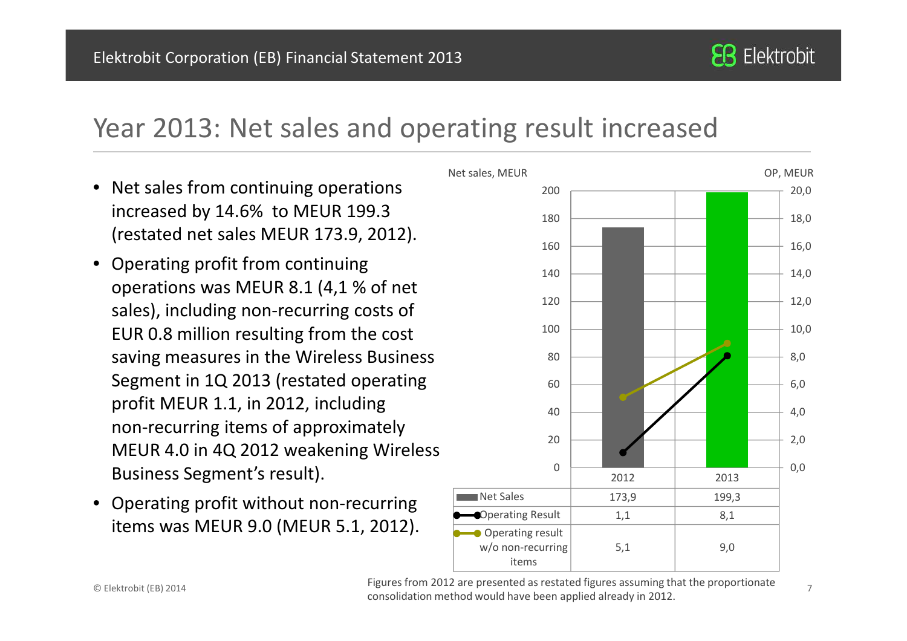# Year 2013: Net sales and operating result increased

- Net sales from continuing operations increased by 14.6% to MEUR 199.3 (restated net sales MEUR 173.9, 2012).
- Operating profit from continuing operations was MEUR 8.1 (4,1 % of net sales), including non-recurring costs of EUR 0.8 million resulting from the cost saving measures in the Wireless Business Segment in 1Q 2013 (restated operating profit MEUR 1.1, in 2012, including non-recurring items of approximately MEUR 4.0 in 4Q 2012 weakening Wireless Business Segment's result).
- Operating profit without non-recurring items was MEUR 9.0 (MEUR 5.1, 2012).

Net sales, MEUR / OP, MEUR

| | 2012 | 2013 |
|---|---|---|
| Net Sales | 173,9 | 199,3 |
| Operating Result | 1,1 | 8,1 |
| Operating result w/o non-recurring items | 5,1 | 9,0 |

Figures from 2012 are presented as restated figures assuming that the proportionate consolidation method would have been applied already in 2012.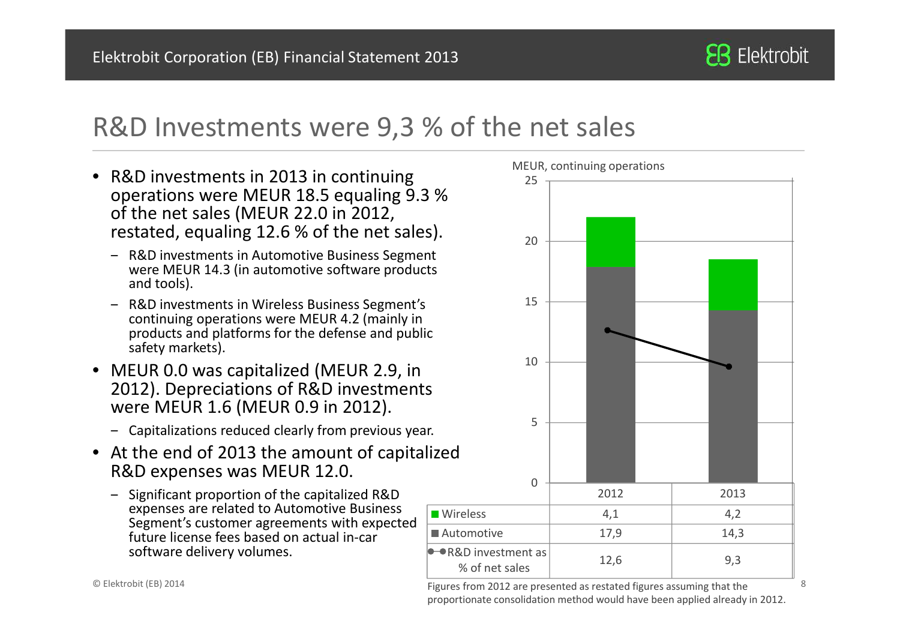# R&D Investments were 9,3 % of the net sales

- R&D investments in 2013 in continuing operations were MEUR 18.5 equaling 9.3 % of the net sales (MEUR 22.0 in 2012, restated, equaling 12.6 % of the net sales).
  - R&D investments in Automotive Business Segment were MEUR 14.3 (in automotive software products and tools).
  - R&D investments in Wireless Business Segment's continuing operations were MEUR 4.2 (mainly in products and platforms for the defense and public safety markets).
- MEUR 0.0 was capitalized (MEUR 2.9, in 2012). Depreciations of R&D investments were MEUR 1.6 (MEUR 0.9 in 2012).
  - Capitalizations reduced clearly from previous year.
- At the end of 2013 the amount of capitalized R&D expenses was MEUR 12.0.
  - Significant proportion of the capitalized R&D expenses are related to Automotive Business Segment's customer agreements with expected future license fees based on actual in-car software delivery volumes.

MEUR, continuing operations

| | 2012 | 2013 |
|---|---|---|
| Wireless | 4,1 | 4,2 |
| Automotive | 17,9 | 14,3 |
| R&D investment as % of net sales | 12,6 | 9,3 |

Figures from 2012 are presented as restated figures assuming that the proportionate consolidation method would have been applied already in 2012.

© Elektrobit (EB) 2014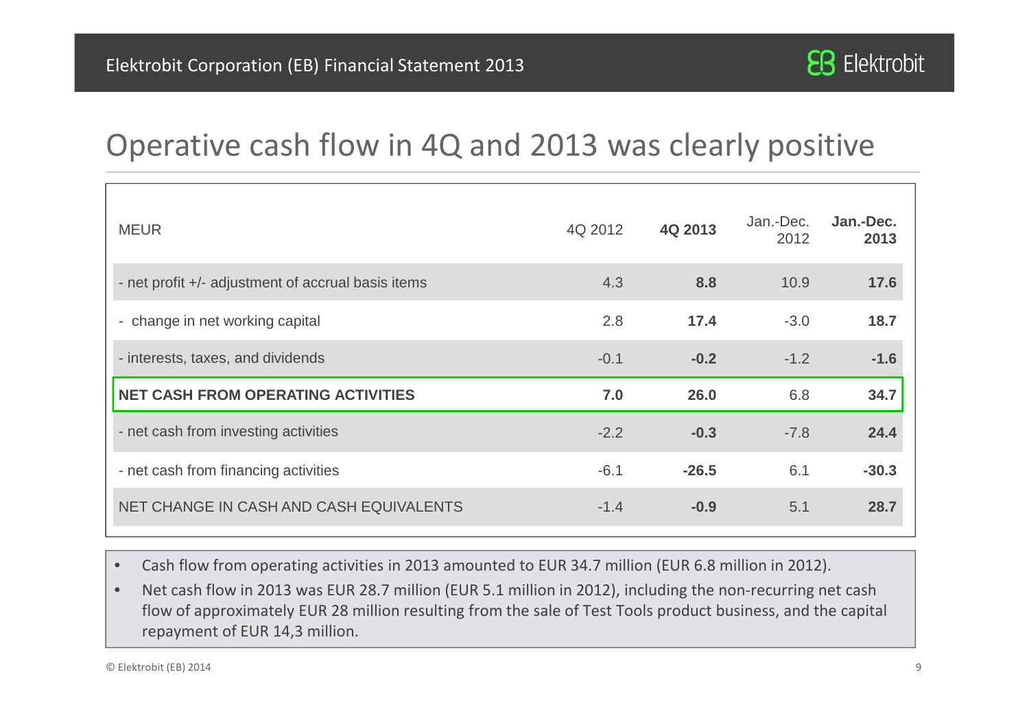# Operative cash flow in 4Q and 2013 was clearly positive

| MEUR | 4Q 2012 | **4Q 2013** | Jan.-Dec. 2012 | **Jan.-Dec. 2013** |
|---|---|---|---|---|
| - net profit +/- adjustment of accrual basis items | 4.3 | **8.8** | 10.9 | **17.6** |
| - change in net working capital | 2.8 | **17.4** | -3.0 | **18.7** |
| - interests, taxes, and dividends | -0.1 | **-0.2** | -1.2 | **-1.6** |
| **NET CASH FROM OPERATING ACTIVITIES** | **7.0** | **26.0** | 6.8 | **34.7** |
| - net cash from investing activities | -2.2 | **-0.3** | -7.8 | **24.4** |
| - net cash from financing activities | -6.1 | **-26.5** | 6.1 | **-30.3** |
| NET CHANGE IN CASH AND CASH EQUIVALENTS | -1.4 | **-0.9** | 5.1 | **28.7** |

- Cash flow from operating activities in 2013 amounted to EUR 34.7 million (EUR 6.8 million in 2012).
- Net cash flow in 2013 was EUR 28.7 million (EUR 5.1 million in 2012), including the non-recurring net cash flow of approximately EUR 28 million resulting from the sale of Test Tools product business, and the capital repayment of EUR 14,3 million.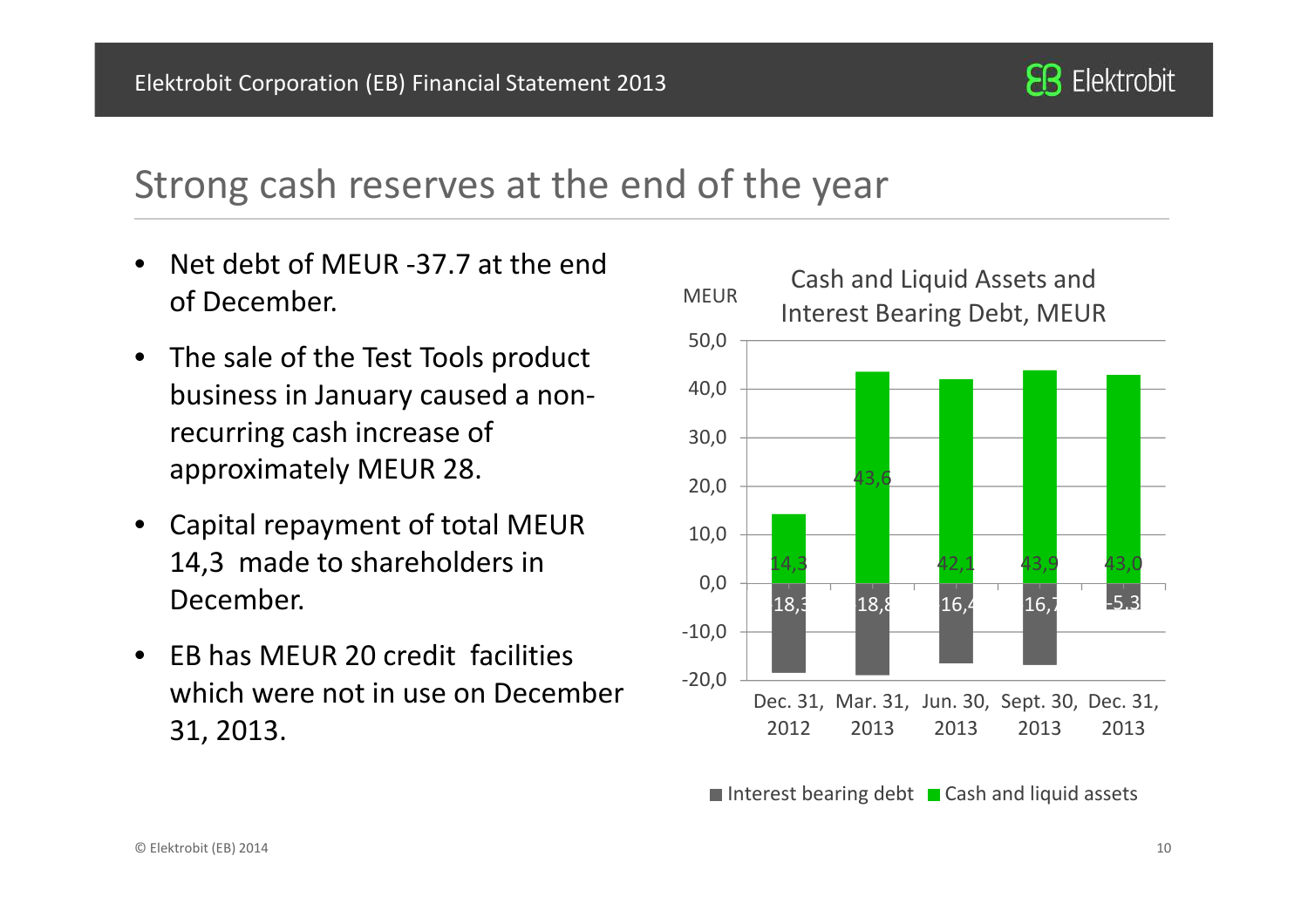## Strong cash reserves at the end of the year

- Net debt of MEUR -37.7 at the end of December.
- The sale of the Test Tools product business in January caused a non-recurring cash increase of approximately MEUR 28.
- Capital repayment of total MEUR 14,3 made to shareholders in December.
- EB has MEUR 20 credit facilities which were not in use on December 31, 2013.

**Cash and Liquid Assets and Interest Bearing Debt, MEUR**

| MEUR | Dec. 31, 2012 | Mar. 31, 2013 | Jun. 30, 2013 | Sept. 30, 2013 | Dec. 31, 2013 |
|---|---|---|---|---|---|
| Interest bearing debt | -18,3 | -18,8 | -16,4 | -16,7 | -5,3 |
| Cash and liquid assets | 14,3 | 43,6 | 42,1 | 43,9 | 43,0 |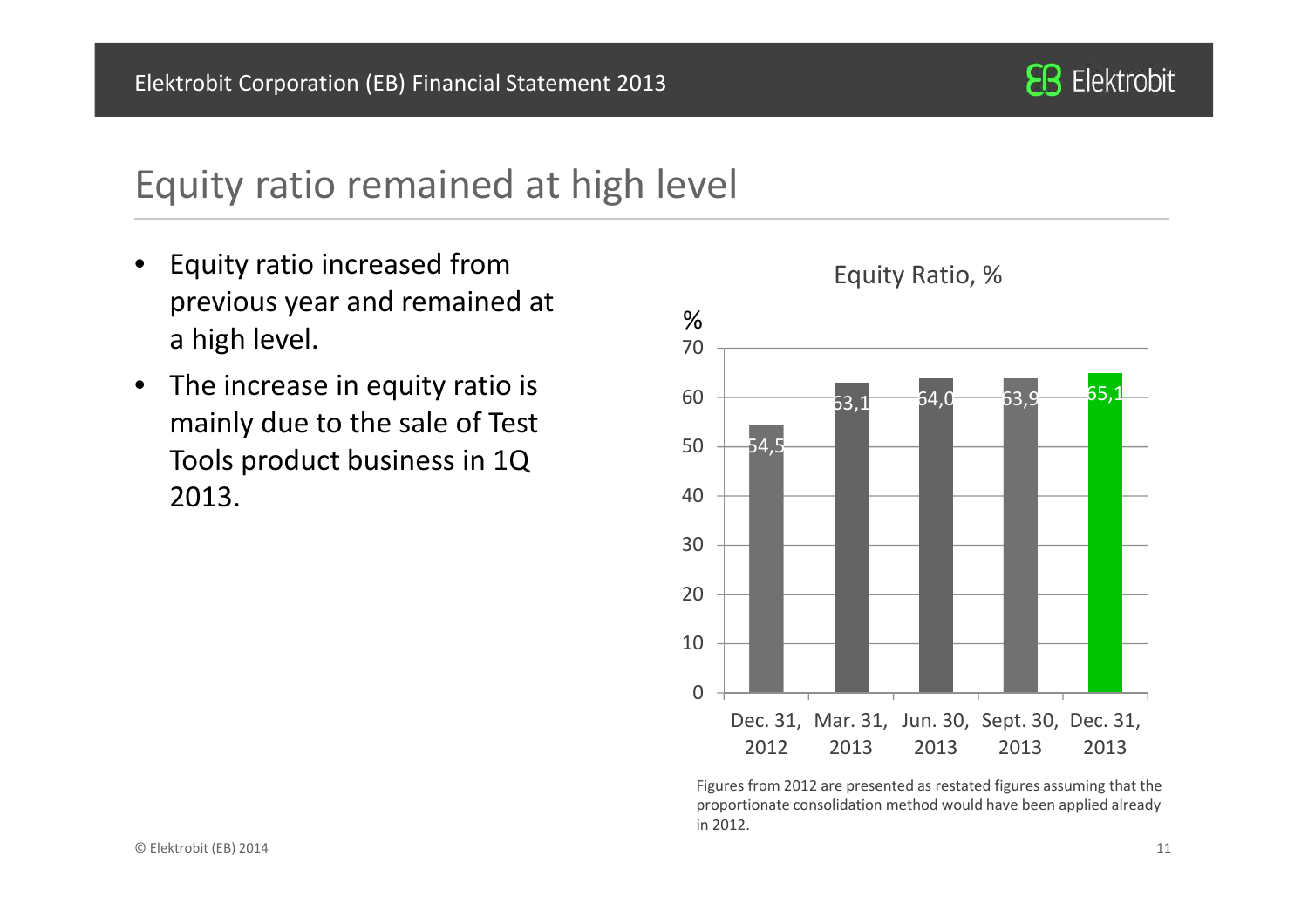# Equity ratio remained at high level

- Equity ratio increased from previous year and remained at a high level.
- The increase in equity ratio is mainly due to the sale of Test Tools product business in 1Q 2013.

**Equity Ratio, %**

| | Dec. 31, 2012 | Mar. 31, 2013 | Jun. 30, 2013 | Sept. 30, 2013 | Dec. 31, 2013 |
|---|---|---|---|---|---|
| % | 54,5 | 63,1 | 64,0 | 63,9 | 65,1 |

Figures from 2012 are presented as restated figures assuming that the proportionate consolidation method would have been applied already in 2012.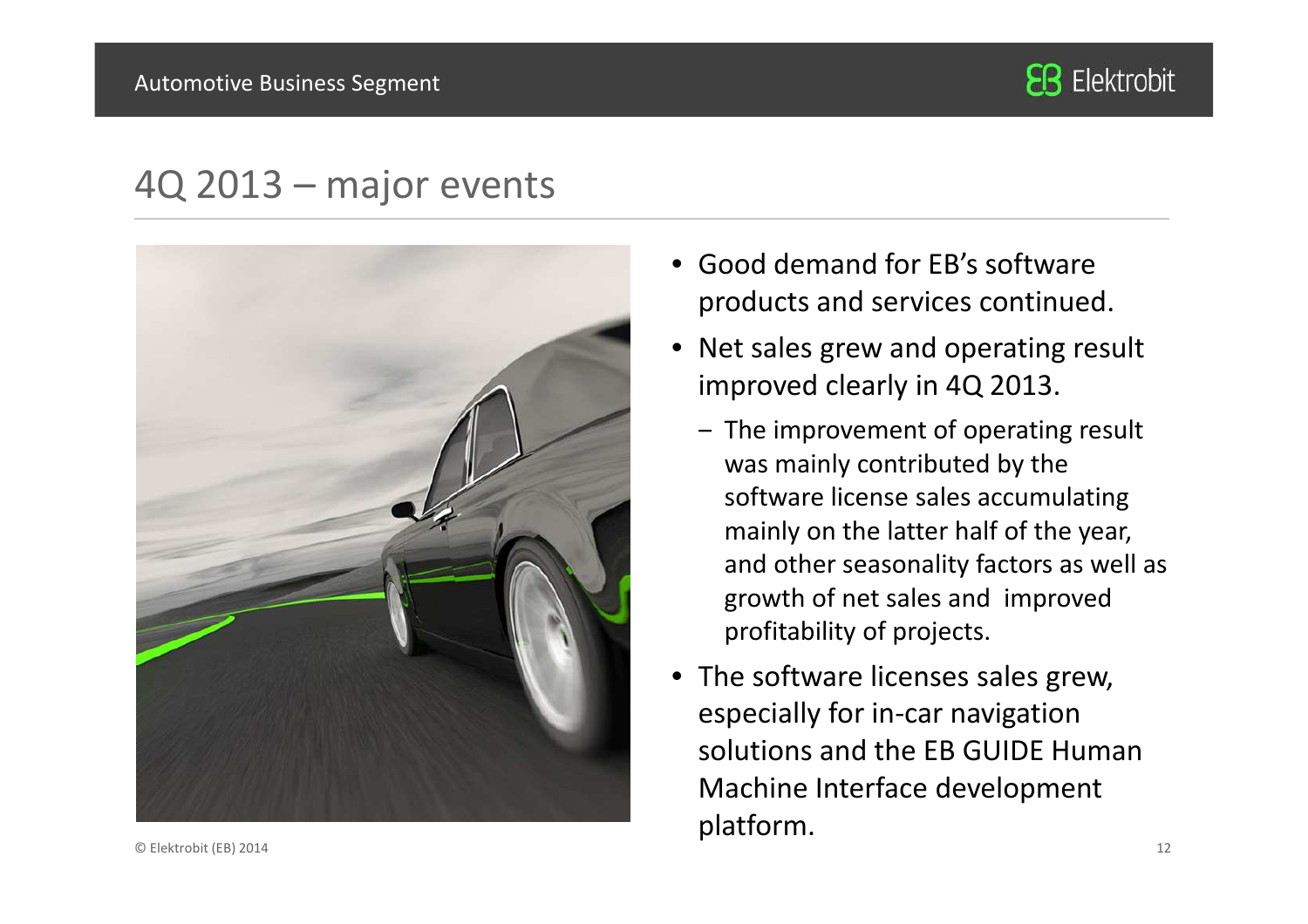## 4Q 2013 – major events

- Good demand for EB's software products and services continued.
- Net sales grew and operating result improved clearly in 4Q 2013.
  - The improvement of operating result was mainly contributed by the software license sales accumulating mainly on the latter half of the year, and other seasonality factors as well as growth of net sales and improved profitability of projects.
- The software licenses sales grew, especially for in-car navigation solutions and the EB GUIDE Human Machine Interface development platform.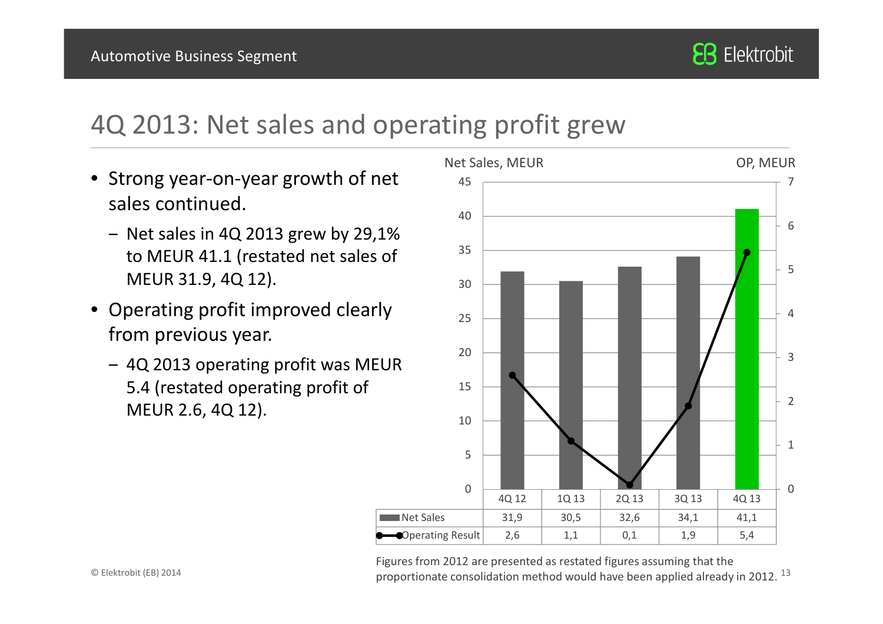# 4Q 2013: Net sales and operating profit grew

- Strong year-on-year growth of net sales continued.
  - Net sales in 4Q 2013 grew by 29,1% to MEUR 41.1 (restated net sales of MEUR 31.9, 4Q 12).
- Operating profit improved clearly from previous year.
  - 4Q 2013 operating profit was MEUR 5.4 (restated operating profit of MEUR 2.6, 4Q 12).

Net Sales, MEUR / OP, MEUR

| | 4Q 12 | 1Q 13 | 2Q 13 | 3Q 13 | 4Q 13 |
|---|---|---|---|---|---|
| Net Sales | 31,9 | 30,5 | 32,6 | 34,1 | 41,1 |
| Operating Result | 2,6 | 1,1 | 0,1 | 1,9 | 5,4 |

Figures from 2012 are presented as restated figures assuming that the proportionate consolidation method would have been applied already in 2012.

© Elektrobit (EB) 2014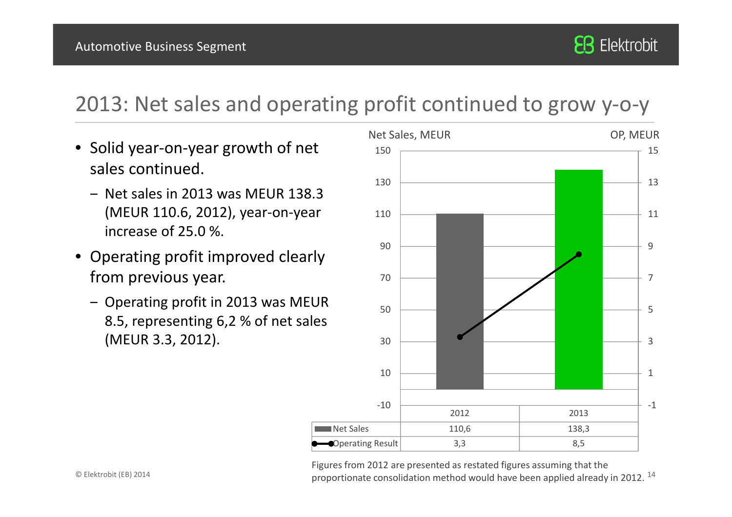## 2013: Net sales and operating profit continued to grow y-o-y

- Solid year-on-year growth of net sales continued.
  - Net sales in 2013 was MEUR 138.3 (MEUR 110.6, 2012), year-on-year increase of 25.0 %.
- Operating profit improved clearly from previous year.
  - Operating profit in 2013 was MEUR 8.5, representing 6,2 % of net sales (MEUR 3.3, 2012).

Net Sales, MEUR / OP, MEUR

| | 2012 | 2013 |
|---|---|---|
| Net Sales | 110,6 | 138,3 |
| Operating Result | 3,3 | 8,5 |

Figures from 2012 are presented as restated figures assuming that the proportionate consolidation method would have been applied already in 2012.

© Elektrobit (EB) 2014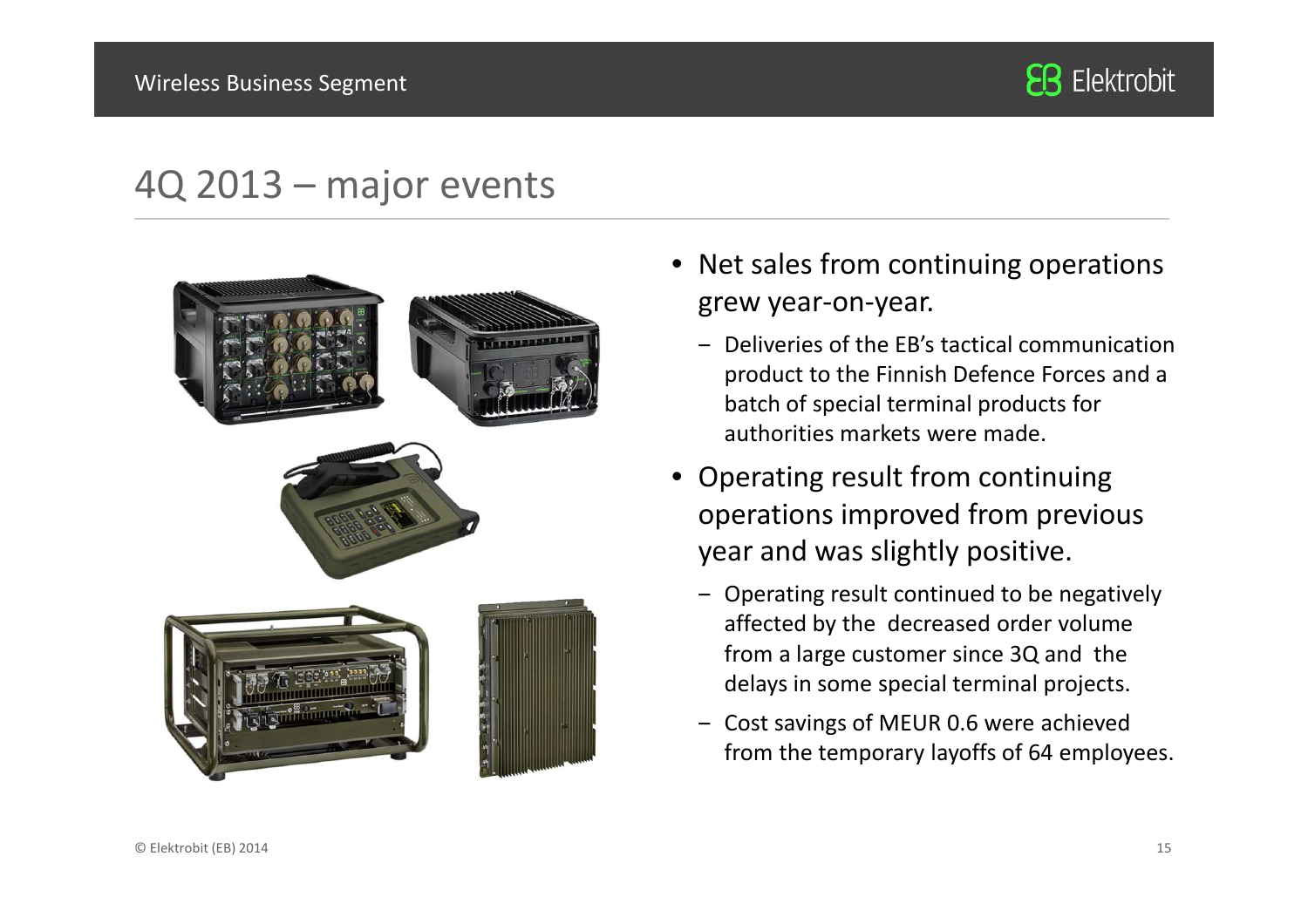# 4Q 2013 – major events

- Net sales from continuing operations grew year-on-year.
  - Deliveries of the EB's tactical communication product to the Finnish Defence Forces and a batch of special terminal products for authorities markets were made.
- Operating result from continuing operations improved from previous year and was slightly positive.
  - Operating result continued to be negatively affected by the decreased order volume from a large customer since 3Q and the delays in some special terminal projects.
  - Cost savings of MEUR 0.6 were achieved from the temporary layoffs of 64 employees.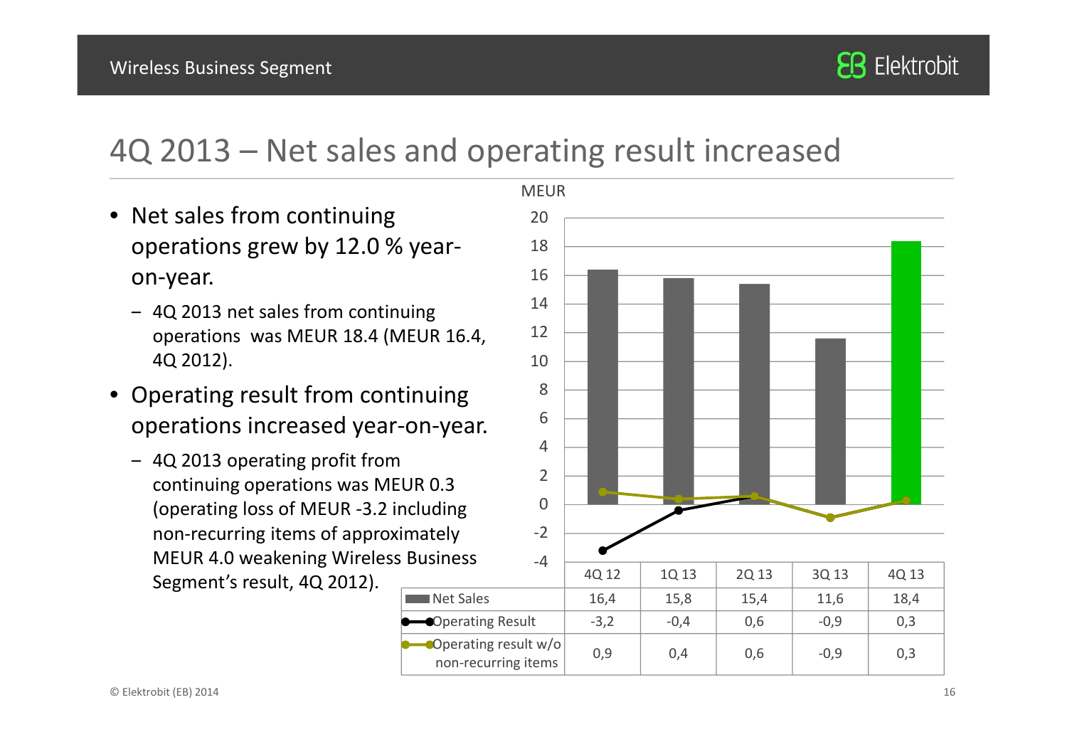# 4Q 2013 – Net sales and operating result increased

- Net sales from continuing operations grew by 12.0 % year-on-year.
  - 4Q 2013 net sales from continuing operations was MEUR 18.4 (MEUR 16.4, 4Q 2012).
- Operating result from continuing operations increased year-on-year.
  - 4Q 2013 operating profit from continuing operations was MEUR 0.3 (operating loss of MEUR -3.2 including non-recurring items of approximately MEUR 4.0 weakening Wireless Business Segment's result, 4Q 2012).

MEUR

| | 4Q 12 | 1Q 13 | 2Q 13 | 3Q 13 | 4Q 13 |
|---|---|---|---|---|---|
| Net Sales | 16,4 | 15,8 | 15,4 | 11,6 | 18,4 |
| Operating Result | -3,2 | -0,4 | 0,6 | -0,9 | 0,3 |
| Operating result w/o non-recurring items | 0,9 | 0,4 | 0,6 | -0,9 | 0,3 |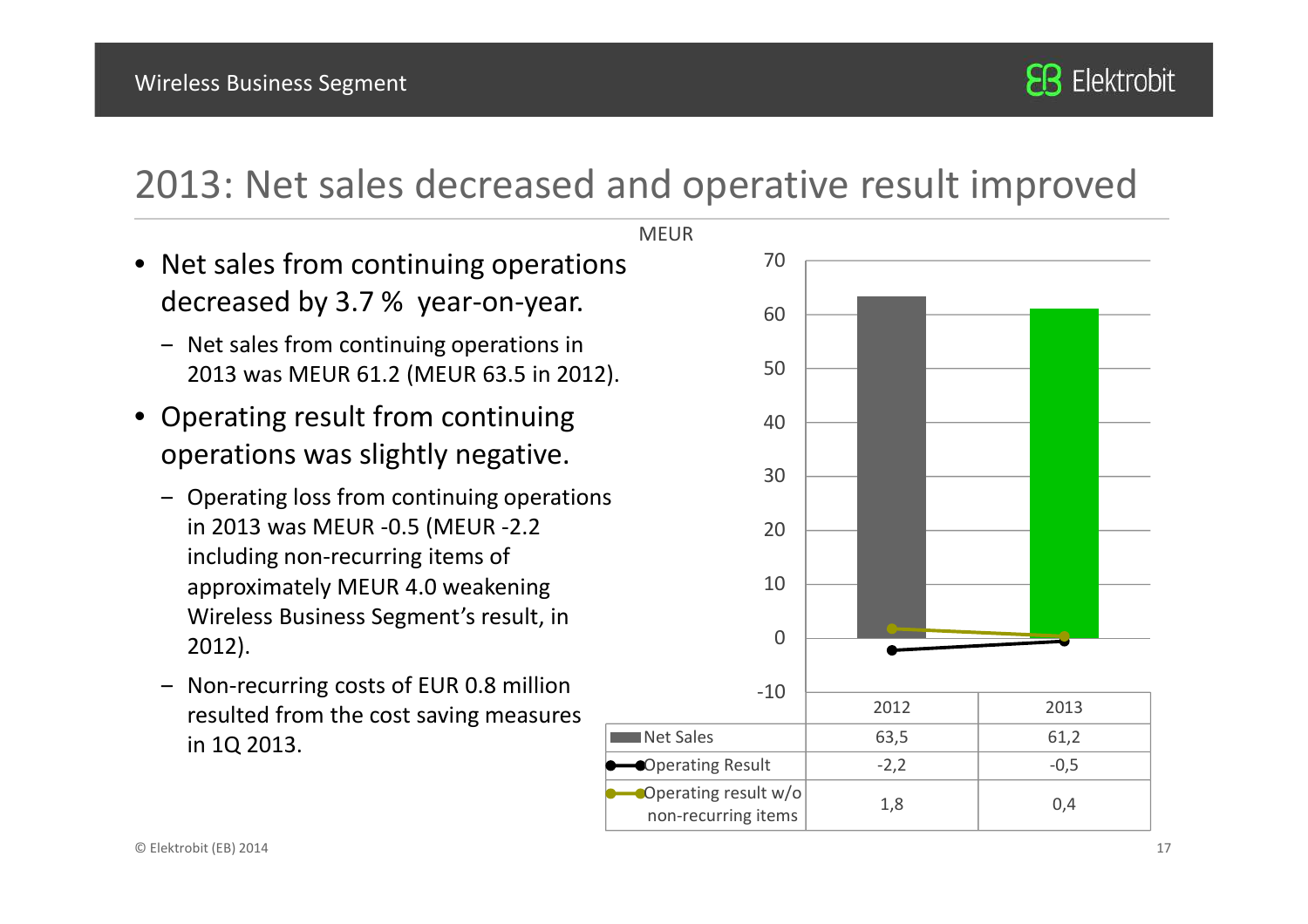## 2013: Net sales decreased and operative result improved

- Net sales from continuing operations decreased by 3.7 % year-on-year.
  - Net sales from continuing operations in 2013 was MEUR 61.2 (MEUR 63.5 in 2012).
- Operating result from continuing operations was slightly negative.
  - Operating loss from continuing operations in 2013 was MEUR -0.5 (MEUR -2.2 including non-recurring items of approximately MEUR 4.0 weakening Wireless Business Segment's result, in 2012).
  - Non-recurring costs of EUR 0.8 million resulted from the cost saving measures in 1Q 2013.

MEUR

| | 2012 | 2013 |
|---|---|---|
| Net Sales | 63,5 | 61,2 |
| Operating Result | -2,2 | -0,5 |
| Operating result w/o non-recurring items | 1,8 | 0,4 |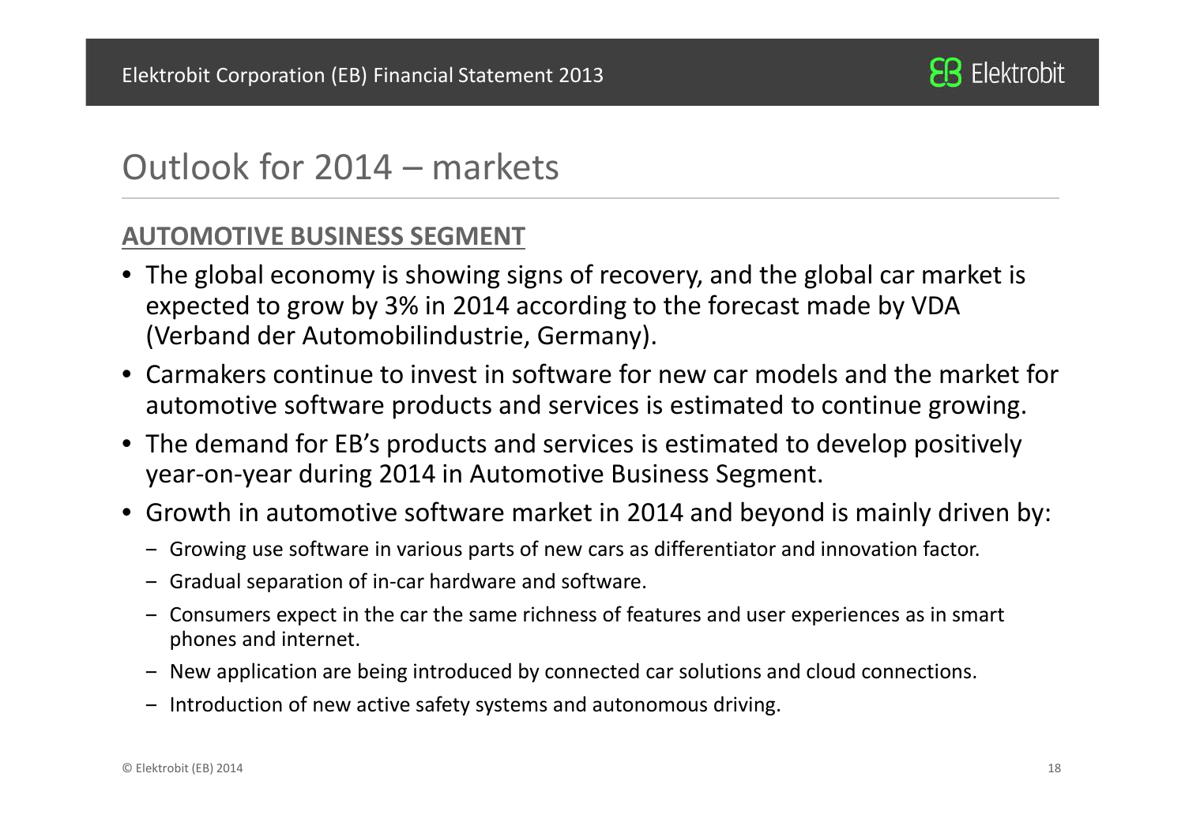# Outlook for 2014 – markets

**AUTOMOTIVE BUSINESS SEGMENT**

- The global economy is showing signs of recovery, and the global car market is expected to grow by 3% in 2014 according to the forecast made by VDA (Verband der Automobilindustrie, Germany).
- Carmakers continue to invest in software for new car models and the market for automotive software products and services is estimated to continue growing.
- The demand for EB's products and services is estimated to develop positively year-on-year during 2014 in Automotive Business Segment.
- Growth in automotive software market in 2014 and beyond is mainly driven by:
  - Growing use software in various parts of new cars as differentiator and innovation factor.
  - Gradual separation of in-car hardware and software.
  - Consumers expect in the car the same richness of features and user experiences as in smart phones and internet.
  - New application are being introduced by connected car solutions and cloud connections.
  - Introduction of new active safety systems and autonomous driving.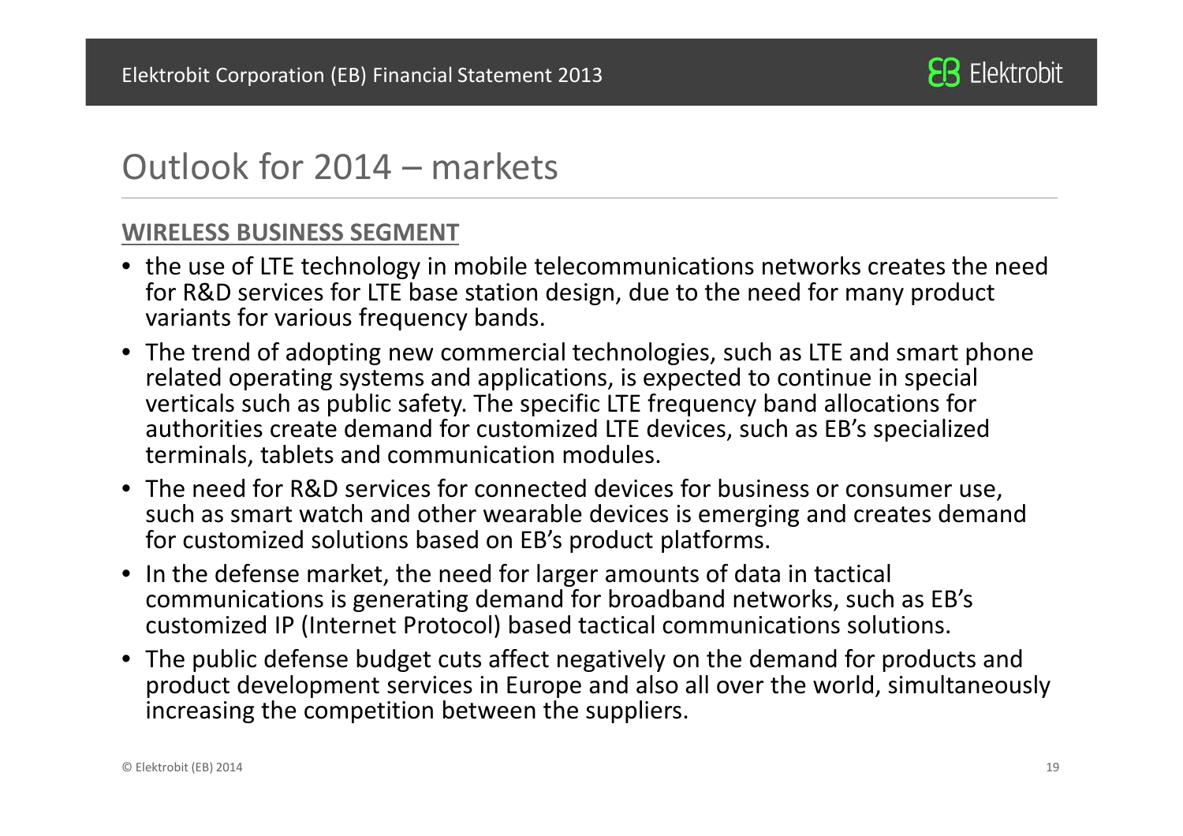# Outlook for 2014 – markets

**WIRELESS BUSINESS SEGMENT**

- the use of LTE technology in mobile telecommunications networks creates the need for R&D services for LTE base station design, due to the need for many product variants for various frequency bands.
- The trend of adopting new commercial technologies, such as LTE and smart phone related operating systems and applications, is expected to continue in special verticals such as public safety. The specific LTE frequency band allocations for authorities create demand for customized LTE devices, such as EB's specialized terminals, tablets and communication modules.
- The need for R&D services for connected devices for business or consumer use, such as smart watch and other wearable devices is emerging and creates demand for customized solutions based on EB's product platforms.
- In the defense market, the need for larger amounts of data in tactical communications is generating demand for broadband networks, such as EB's customized IP (Internet Protocol) based tactical communications solutions.
- The public defense budget cuts affect negatively on the demand for products and product development services in Europe and also all over the world, simultaneously increasing the competition between the suppliers.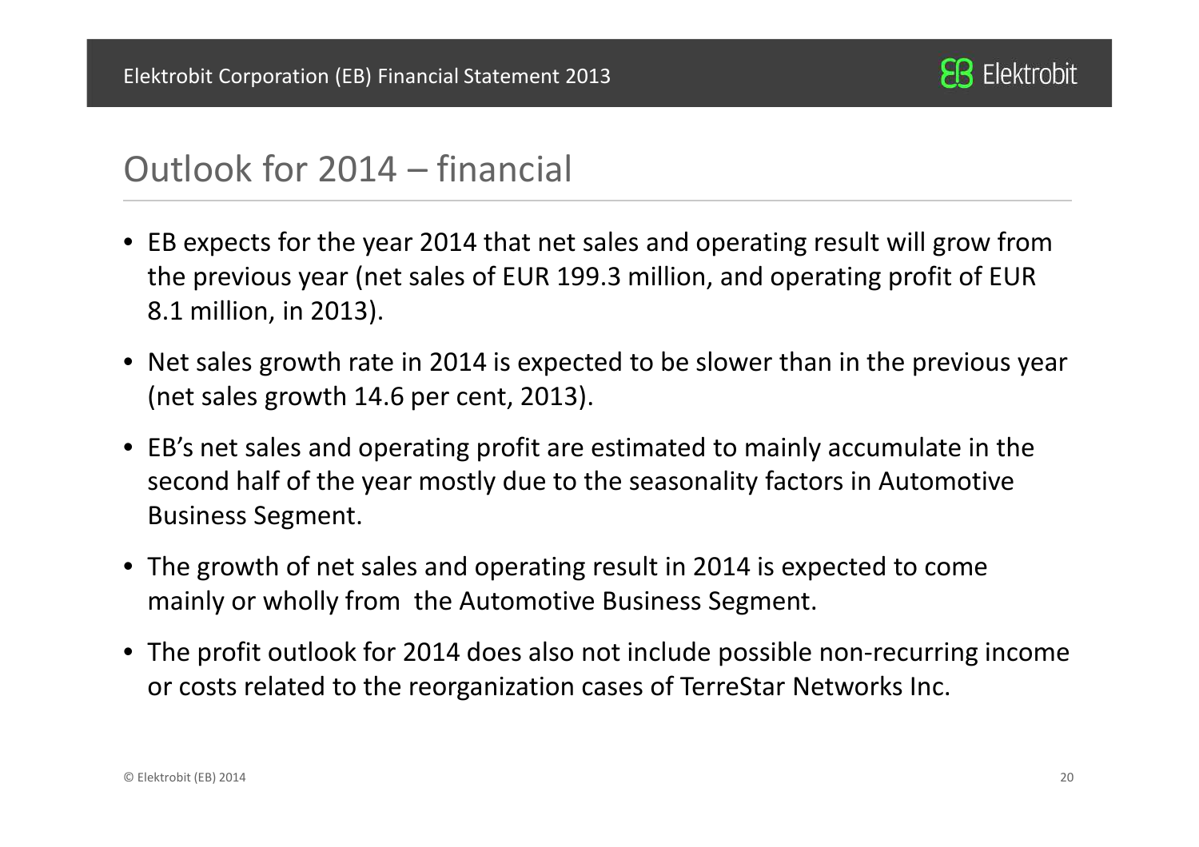# Outlook for 2014 – financial

- EB expects for the year 2014 that net sales and operating result will grow from the previous year (net sales of EUR 199.3 million, and operating profit of EUR 8.1 million, in 2013).
- Net sales growth rate in 2014 is expected to be slower than in the previous year (net sales growth 14.6 per cent, 2013).
- EB's net sales and operating profit are estimated to mainly accumulate in the second half of the year mostly due to the seasonality factors in Automotive Business Segment.
- The growth of net sales and operating result in 2014 is expected to come mainly or wholly from the Automotive Business Segment.
- The profit outlook for 2014 does also not include possible non-recurring income or costs related to the reorganization cases of TerreStar Networks Inc.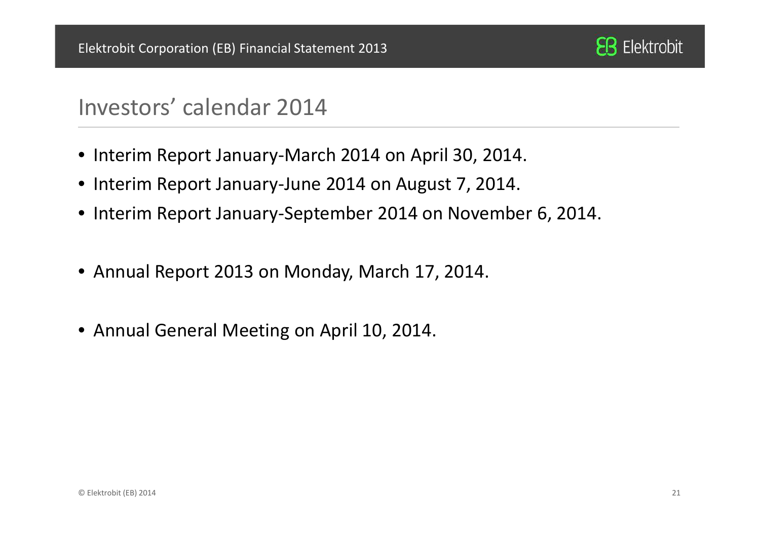# Investors' calendar 2014

- Interim Report January-March 2014 on April 30, 2014.
- Interim Report January-June 2014 on August 7, 2014.
- Interim Report January-September 2014 on November 6, 2014.

- Annual Report 2013 on Monday, March 17, 2014.

- Annual General Meeting on April 10, 2014.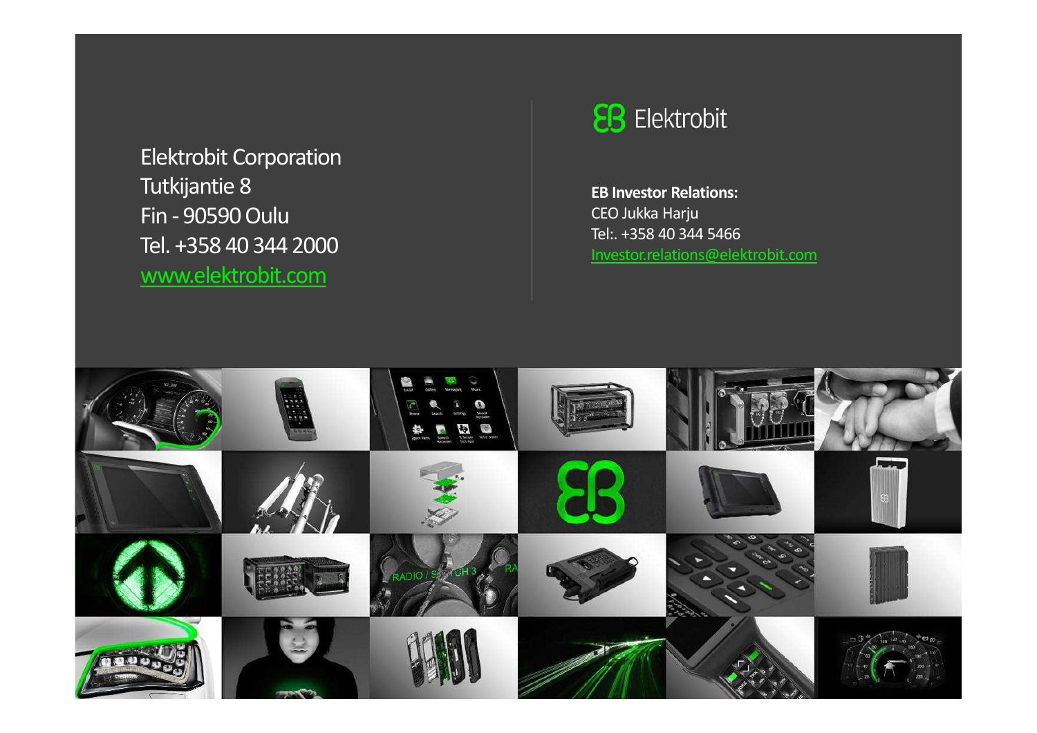Elektrobit Corporation
Tutkijantie 8
Fin - 90590 Oulu
Tel. +358 40 344 2000
www.elektrobit.com

Elektrobit

**EB Investor Relations:**
CEO Jukka Harju
Tel:. +358 40 344 5466
Investor.relations@elektrobit.com